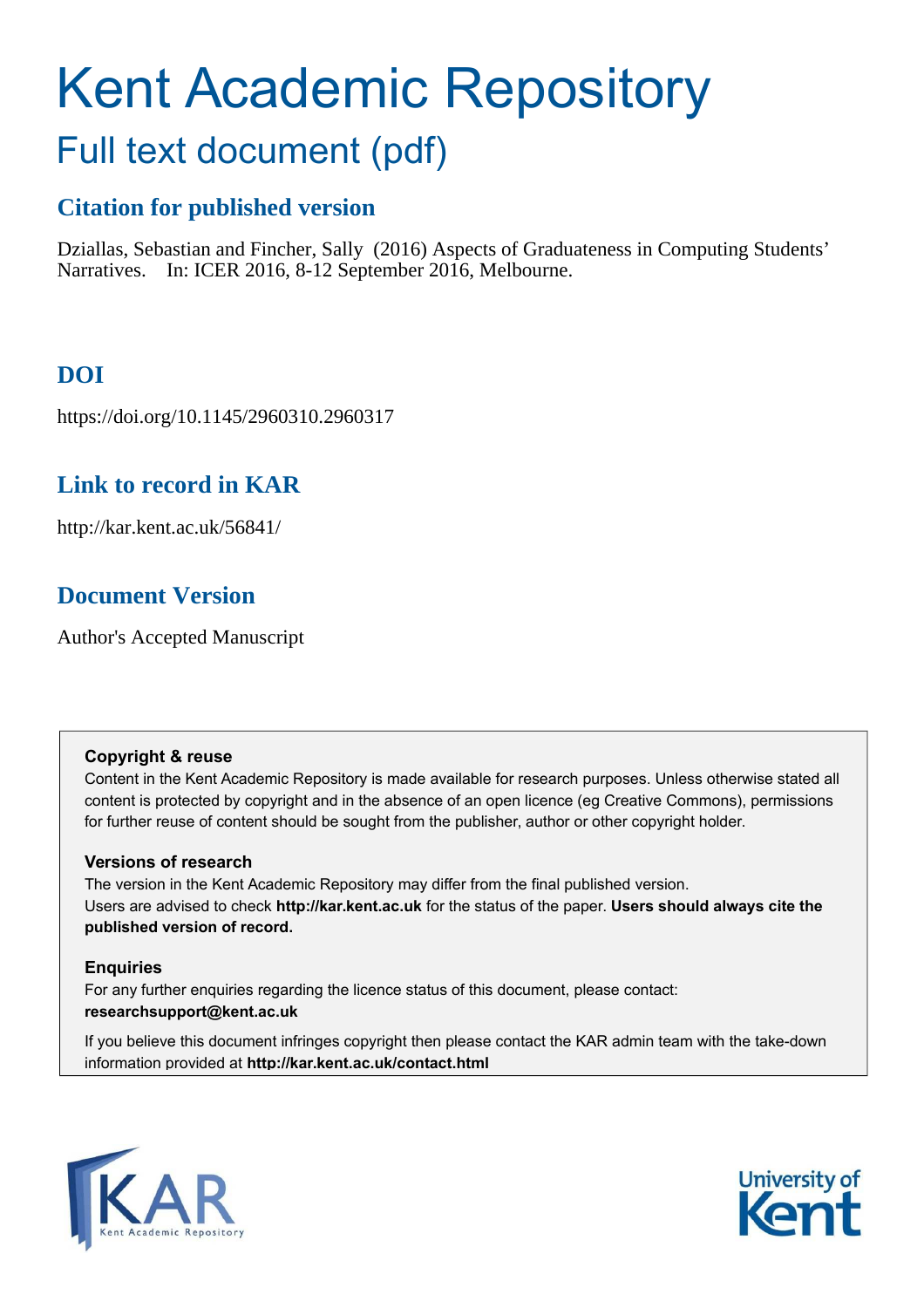# Kent Academic Repository

## Full text document (pdf)

### Citation for published version

Dziallas, Sebastian and Fincher, Sally (2016) Aspects of Graduateness in Computing Students' Narratives. In: ICER 2016, 8-12 September 2016, Melbourne.

### DOI

https://doi.org/10.1145/2960310.2960317

### Link to record in KAR

http://kar.kent.ac.uk/56841/

### Document Version

Author's Accepted Manuscript

**Copyright & reuse**

Content in the Kent Academic Repository is made available for research purposes. Unless otherwise stated all content is protected by copyright and in the absence of an open licence (eg Creative Commons), permissions for further reuse of content should be sought from the publisher, author or other copyright holder.

**Versions of research**

The version in the Kent Academic Repository may differ from the final published version. Users are advised to check **http://kar.kent.ac.uk** for the status of the paper. **Users should always cite the published version of record.**

**Enquiries**

For any further enquiries regarding the licence status of this document, please contact: **researchsupport@kent.ac.uk**

If you believe this document infringes copyright then please contact the KAR admin team with the take-down information provided at **http://kar.kent.ac.uk/contact.html**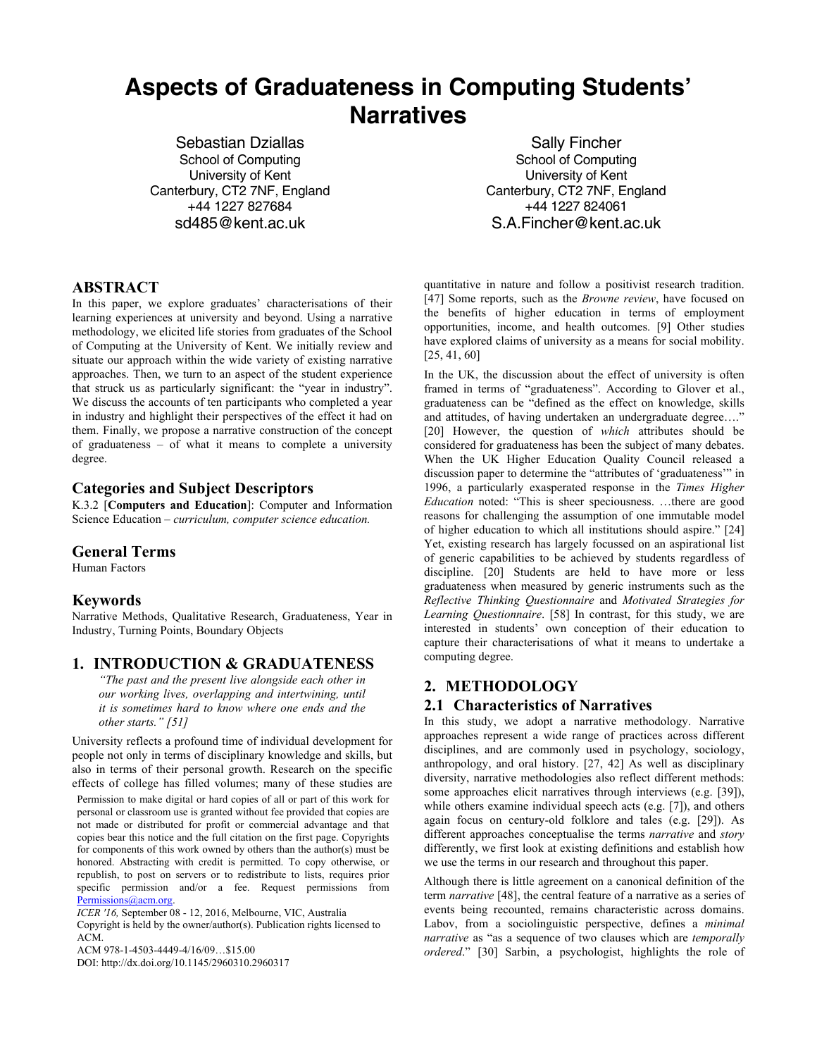# Aspects of Graduateness in Computing Students' Narratives

Sebastian Dziallas
School of Computing
University of Kent
Canterbury, CT2 7NF, England
+44 1227 827684
sd485@kent.ac.uk

Sally Fincher
School of Computing
University of Kent
Canterbury, CT2 7NF, England
+44 1227 824061
S.A.Fincher@kent.ac.uk

## ABSTRACT

In this paper, we explore graduates' characterisations of their learning experiences at university and beyond. Using a narrative methodology, we elicited life stories from graduates of the School of Computing at the University of Kent. We initially review and situate our approach within the wide variety of existing narrative approaches. Then, we turn to an aspect of the student experience that struck us as particularly significant: the "year in industry". We discuss the accounts of ten participants who completed a year in industry and highlight their perspectives of the effect it had on them. Finally, we propose a narrative construction of the concept of graduateness – of what it means to complete a university degree.

## Categories and Subject Descriptors

K.3.2 [**Computers and Education**]: Computer and Information Science Education – *curriculum, computer science education.*

## General Terms

Human Factors

## Keywords

Narrative Methods, Qualitative Research, Graduateness, Year in Industry, Turning Points, Boundary Objects

## 1. INTRODUCTION & GRADUATENESS

> *"The past and the present live alongside each other in our working lives, overlapping and intertwining, until it is sometimes hard to know where one ends and the other starts." [51]*

University reflects a profound time of individual development for people not only in terms of disciplinary knowledge and skills, but also in terms of their personal growth. Research on the specific effects of college has filled volumes; many of these studies are quantitative in nature and follow a positivist research tradition. [47] Some reports, such as the *Browne review*, have focused on the benefits of higher education in terms of employment opportunities, income, and health outcomes. [9] Other studies have explored claims of university as a means for social mobility. [25, 41, 60]

Permission to make digital or hard copies of all or part of this work for personal or classroom use is granted without fee provided that copies are not made or distributed for profit or commercial advantage and that copies bear this notice and the full citation on the first page. Copyrights for components of this work owned by others than the author(s) must be honored. Abstracting with credit is permitted. To copy otherwise, or republish, to post on servers or to redistribute to lists, requires prior specific permission and/or a fee. Request permissions from Permissions@acm.org.
*ICER '16,* September 08 - 12, 2016, Melbourne, VIC, Australia
Copyright is held by the owner/author(s). Publication rights licensed to ACM.
ACM 978-1-4503-4449-4/16/09…$15.00
DOI: http://dx.doi.org/10.1145/2960310.2960317

In the UK, the discussion about the effect of university is often framed in terms of "graduateness". According to Glover et al., graduateness can be "defined as the effect on knowledge, skills and attitudes, of having undertaken an undergraduate degree…." [20] However, the question of *which* attributes should be considered for graduateness has been the subject of many debates. When the UK Higher Education Quality Council released a discussion paper to determine the "attributes of 'graduateness'" in 1996, a particularly exasperated response in the *Times Higher Education* noted: "This is sheer speciousness. …there are good reasons for challenging the assumption of one immutable model of higher education to which all institutions should aspire." [24] Yet, existing research has largely focussed on an aspirational list of generic capabilities to be achieved by students regardless of discipline. [20] Students are held to have more or less graduateness when measured by generic instruments such as the *Reflective Thinking Questionnaire* and *Motivated Strategies for Learning Questionnaire*. [58] In contrast, for this study, we are interested in students' own conception of their education to capture their characterisations of what it means to undertake a computing degree.

## 2. METHODOLOGY

### 2.1 Characteristics of Narratives

In this study, we adopt a narrative methodology. Narrative approaches represent a wide range of practices across different disciplines, and are commonly used in psychology, sociology, anthropology, and oral history. [27, 42] As well as disciplinary diversity, narrative methodologies also reflect different methods: some approaches elicit narratives through interviews (e.g. [39]), while others examine individual speech acts (e.g. [7]), and others again focus on century-old folklore and tales (e.g. [29]). As different approaches conceptualise the terms *narrative* and *story* differently, we first look at existing definitions and establish how we use the terms in our research and throughout this paper.

Although there is little agreement on a canonical definition of the term *narrative* [48], the central feature of a narrative as a series of events being recounted, remains characteristic across domains. Labov, from a sociolinguistic perspective, defines a *minimal narrative* as "as a sequence of two clauses which are *temporally ordered*." [30] Sarbin, a psychologist, highlights the role of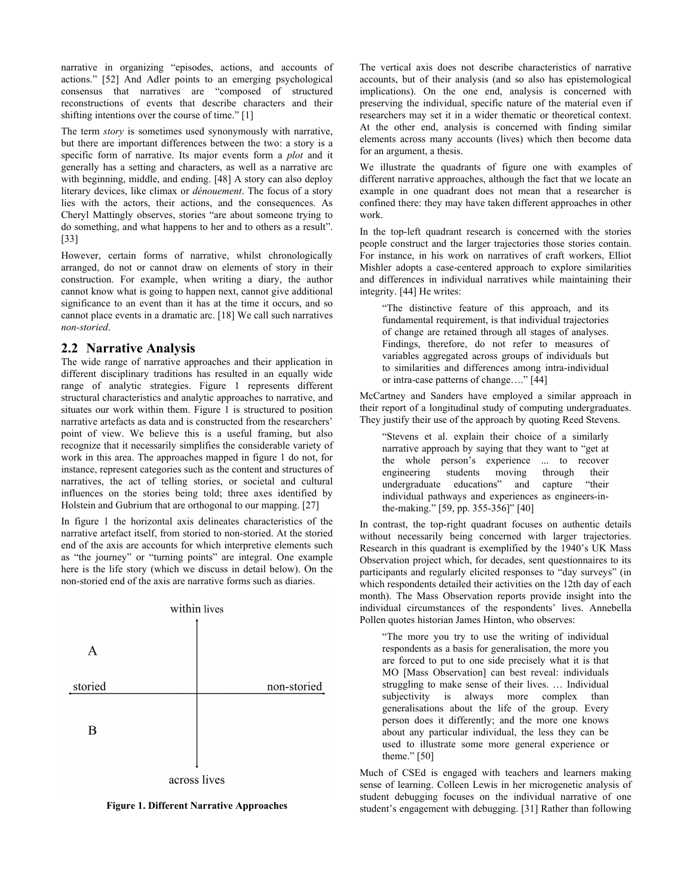narrative in organizing "episodes, actions, and accounts of actions." [52] And Adler points to an emerging psychological consensus that narratives are "composed of structured reconstructions of events that describe characters and their shifting intentions over the course of time." [1]

The term *story* is sometimes used synonymously with narrative, but there are important differences between the two: a story is a specific form of narrative. Its major events form a *plot* and it generally has a setting and characters, as well as a narrative arc with beginning, middle, and ending. [48] A story can also deploy literary devices, like climax or *dénouement*. The focus of a story lies with the actors, their actions, and the consequences. As Cheryl Mattingly observes, stories "are about someone trying to do something, and what happens to her and to others as a result". [33]

However, certain forms of narrative, whilst chronologically arranged, do not or cannot draw on elements of story in their construction. For example, when writing a diary, the author cannot know what is going to happen next, cannot give additional significance to an event than it has at the time it occurs, and so cannot place events in a dramatic arc. [18] We call such narratives *non-storied*.

## 2.2 Narrative Analysis

The wide range of narrative approaches and their application in different disciplinary traditions has resulted in an equally wide range of analytic strategies. Figure 1 represents different structural characteristics and analytic approaches to narrative, and situates our work within them. Figure 1 is structured to position narrative artefacts as data and is constructed from the researchers' point of view. We believe this is a useful framing, but also recognize that it necessarily simplifies the considerable variety of work in this area. The approaches mapped in figure 1 do not, for instance, represent categories such as the content and structures of narratives, the act of telling stories, or societal and cultural influences on the stories being told; three axes identified by Holstein and Gubrium that are orthogonal to our mapping. [27]

In figure 1 the horizontal axis delineates characteristics of the narrative artefact itself, from storied to non-storied. At the storied end of the axis are accounts for which interpretive elements such as "the journey" or "turning points" are integral. One example here is the life story (which we discuss in detail below). On the non-storied end of the axis are narrative forms such as diaries.

within lives

A

storied — non-storied

B

across lives

**Figure 1. Different Narrative Approaches**

The vertical axis does not describe characteristics of narrative accounts, but of their analysis (and so also has epistemological implications). On the one end, analysis is concerned with preserving the individual, specific nature of the material even if researchers may set it in a wider thematic or theoretical context. At the other end, analysis is concerned with finding similar elements across many accounts (lives) which then become data for an argument, a thesis.

We illustrate the quadrants of figure one with examples of different narrative approaches, although the fact that we locate an example in one quadrant does not mean that a researcher is confined there: they may have taken different approaches in other work.

In the top-left quadrant research is concerned with the stories people construct and the larger trajectories those stories contain. For instance, in his work on narratives of craft workers, Elliot Mishler adopts a case-centered approach to explore similarities and differences in individual narratives while maintaining their integrity. [44] He writes:

> "The distinctive feature of this approach, and its fundamental requirement, is that individual trajectories of change are retained through all stages of analyses. Findings, therefore, do not refer to measures of variables aggregated across groups of individuals but to similarities and differences among intra-individual or intra-case patterns of change…." [44]

McCartney and Sanders have employed a similar approach in their report of a longitudinal study of computing undergraduates. They justify their use of the approach by quoting Reed Stevens.

> "Stevens et al. explain their choice of a similarly narrative approach by saying that they want to "get at the whole person's experience ... to recover engineering students moving through their undergraduate educations" and capture "their individual pathways and experiences as engineers-in-the-making." [59, pp. 355-356]" [40]

In contrast, the top-right quadrant focuses on authentic details without necessarily being concerned with larger trajectories. Research in this quadrant is exemplified by the 1940's UK Mass Observation project which, for decades, sent questionnaires to its participants and regularly elicited responses to "day surveys" (in which respondents detailed their activities on the 12th day of each month). The Mass Observation reports provide insight into the individual circumstances of the respondents' lives. Annebella Pollen quotes historian James Hinton, who observes:

> "The more you try to use the writing of individual respondents as a basis for generalisation, the more you are forced to put to one side precisely what it is that MO [Mass Observation] can best reveal: individuals struggling to make sense of their lives. … Individual subjectivity is always more complex than generalisations about the life of the group. Every person does it differently; and the more one knows about any particular individual, the less they can be used to illustrate some more general experience or theme." [50]

Much of CSEd is engaged with teachers and learners making sense of learning. Colleen Lewis in her microgenetic analysis of student debugging focuses on the individual narrative of one student's engagement with debugging. [31] Rather than following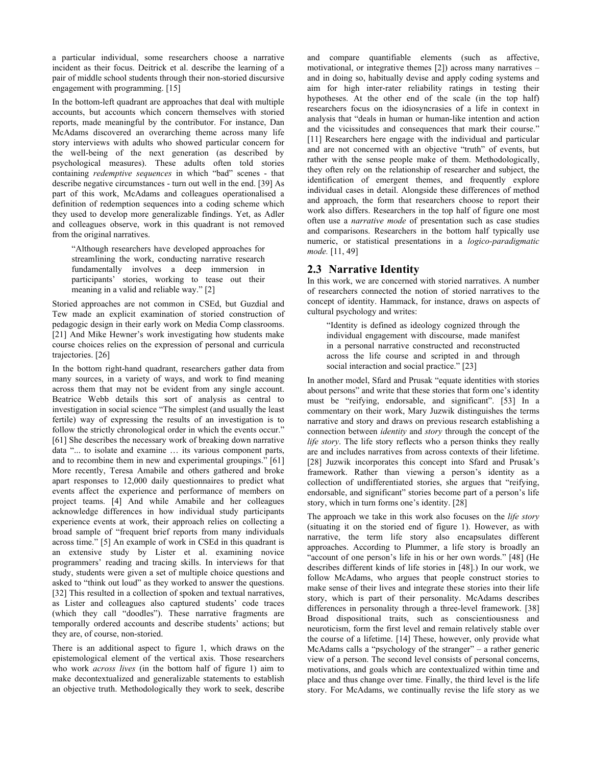a particular individual, some researchers choose a narrative incident as their focus. Deitrick et al. describe the learning of a pair of middle school students through their non-storied discursive engagement with programming. [15]

In the bottom-left quadrant are approaches that deal with multiple accounts, but accounts which concern themselves with storied reports, made meaningful by the contributor. For instance, Dan McAdams discovered an overarching theme across many life story interviews with adults who showed particular concern for the well-being of the next generation (as described by psychological measures). These adults often told stories containing *redemptive sequences* in which "bad" scenes - that describe negative circumstances - turn out well in the end. [39] As part of this work, McAdams and colleagues operationalised a definition of redemption sequences into a coding scheme which they used to develop more generalizable findings. Yet, as Adler and colleagues observe, work in this quadrant is not removed from the original narratives.

> "Although researchers have developed approaches for streamlining the work, conducting narrative research fundamentally involves a deep immersion in participants' stories, working to tease out their meaning in a valid and reliable way." [2]

Storied approaches are not common in CSEd, but Guzdial and Tew made an explicit examination of storied construction of pedagogic design in their early work on Media Comp classrooms. [21] And Mike Hewner's work investigating how students make course choices relies on the expression of personal and curricula trajectories. [26]

In the bottom right-hand quadrant, researchers gather data from many sources, in a variety of ways, and work to find meaning across them that may not be evident from any single account. Beatrice Webb details this sort of analysis as central to investigation in social science "The simplest (and usually the least fertile) way of expressing the results of an investigation is to follow the strictly chronological order in which the events occur." [61] She describes the necessary work of breaking down narrative data "... to isolate and examine … its various component parts, and to recombine them in new and experimental groupings." [61] More recently, Teresa Amabile and others gathered and broke apart responses to 12,000 daily questionnaires to predict what events affect the experience and performance of members on project teams. [4] And while Amabile and her colleagues acknowledge differences in how individual study participants experience events at work, their approach relies on collecting a broad sample of "frequent brief reports from many individuals across time." [5] An example of work in CSEd in this quadrant is an extensive study by Lister et al. examining novice programmers' reading and tracing skills. In interviews for that study, students were given a set of multiple choice questions and asked to "think out loud" as they worked to answer the questions. [32] This resulted in a collection of spoken and textual narratives, as Lister and colleagues also captured students' code traces (which they call "doodles"). These narrative fragments are temporally ordered accounts and describe students' actions; but they are, of course, non-storied.

There is an additional aspect to figure 1, which draws on the epistemological element of the vertical axis. Those researchers who work *across lives* (in the bottom half of figure 1) aim to make decontextualized and generalizable statements to establish an objective truth. Methodologically they work to seek, describe and compare quantifiable elements (such as affective, motivational, or integrative themes [2]) across many narratives – and in doing so, habitually devise and apply coding systems and aim for high inter-rater reliability ratings in testing their hypotheses. At the other end of the scale (in the top half) researchers focus on the idiosyncrasies of a life in context in analysis that "deals in human or human-like intention and action and the vicissitudes and consequences that mark their course." [11] Researchers here engage with the individual and particular and are not concerned with an objective "truth" of events, but rather with the sense people make of them. Methodologically, they often rely on the relationship of researcher and subject, the identification of emergent themes, and frequently explore individual cases in detail. Alongside these differences of method and approach, the form that researchers choose to report their work also differs. Researchers in the top half of figure one most often use a *narrative mode* of presentation such as case studies and comparisons. Researchers in the bottom half typically use numeric, or statistical presentations in a *logico-paradigmatic mode.* [11, 49]

## 2.3 Narrative Identity

In this work, we are concerned with storied narratives. A number of researchers connected the notion of storied narratives to the concept of identity. Hammack, for instance, draws on aspects of cultural psychology and writes:

> "Identity is defined as ideology cognized through the individual engagement with discourse, made manifest in a personal narrative constructed and reconstructed across the life course and scripted in and through social interaction and social practice." [23]

In another model, Sfard and Prusak "equate identities with stories about persons" and write that these stories that form one's identity must be "reifying, endorsable, and significant". [53] In a commentary on their work, Mary Juzwik distinguishes the terms narrative and story and draws on previous research establishing a connection between *identity* and *story* through the concept of the *life story*. The life story reflects who a person thinks they really are and includes narratives from across contexts of their lifetime. [28] Juzwik incorporates this concept into Sfard and Prusak's framework. Rather than viewing a person's identity as a collection of undifferentiated stories, she argues that "reifying, endorsable, and significant" stories become part of a person's life story, which in turn forms one's identity. [28]

The approach we take in this work also focuses on the *life story* (situating it on the storied end of figure 1). However, as with narrative, the term life story also encapsulates different approaches. According to Plummer, a life story is broadly an "account of one person's life in his or her own words." [48] (He describes different kinds of life stories in [48].) In our work, we follow McAdams, who argues that people construct stories to make sense of their lives and integrate these stories into their life story, which is part of their personality. McAdams describes differences in personality through a three-level framework. [38] Broad dispositional traits, such as conscientiousness and neuroticism, form the first level and remain relatively stable over the course of a lifetime. [14] These, however, only provide what McAdams calls a "psychology of the stranger" – a rather generic view of a person. The second level consists of personal concerns, motivations, and goals which are contextualized within time and place and thus change over time. Finally, the third level is the life story. For McAdams, we continually revise the life story as we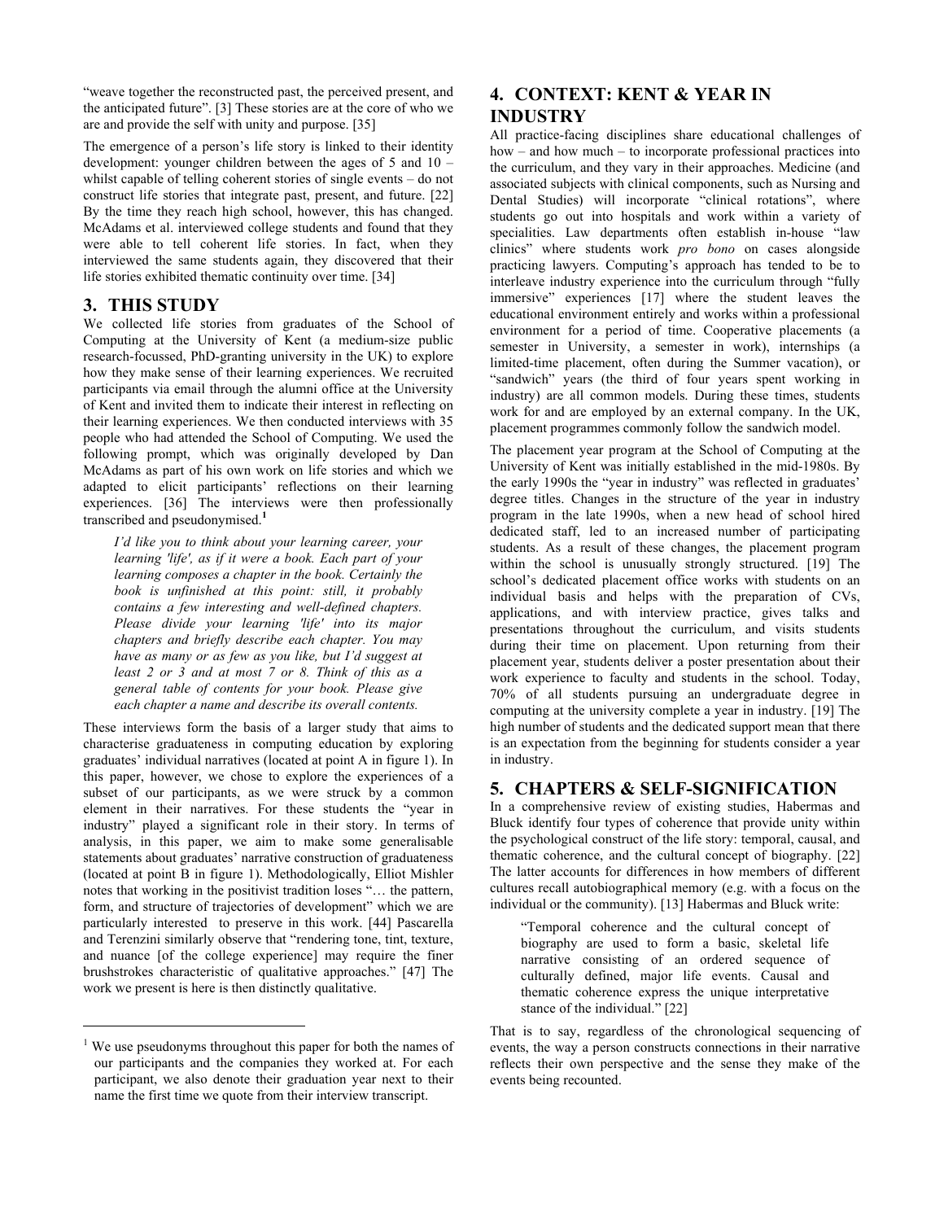"weave together the reconstructed past, the perceived present, and the anticipated future". [3] These stories are at the core of who we are and provide the self with unity and purpose. [35]

The emergence of a person's life story is linked to their identity development: younger children between the ages of 5 and 10 – whilst capable of telling coherent stories of single events – do not construct life stories that integrate past, present, and future. [22] By the time they reach high school, however, this has changed. McAdams et al. interviewed college students and found that they were able to tell coherent life stories. In fact, when they interviewed the same students again, they discovered that their life stories exhibited thematic continuity over time. [34]

## 3. THIS STUDY

We collected life stories from graduates of the School of Computing at the University of Kent (a medium-size public research-focussed, PhD-granting university in the UK) to explore how they make sense of their learning experiences. We recruited participants via email through the alumni office at the University of Kent and invited them to indicate their interest in reflecting on their learning experiences. We then conducted interviews with 35 people who had attended the School of Computing. We used the following prompt, which was originally developed by Dan McAdams as part of his own work on life stories and which we adapted to elicit participants' reflections on their learning experiences. [36] The interviews were then professionally transcribed and pseudonymised.[1]

> *I'd like you to think about your learning career, your learning 'life', as if it were a book. Each part of your learning composes a chapter in the book. Certainly the book is unfinished at this point: still, it probably contains a few interesting and well-defined chapters. Please divide your learning 'life' into its major chapters and briefly describe each chapter. You may have as many or as few as you like, but I'd suggest at least 2 or 3 and at most 7 or 8. Think of this as a general table of contents for your book. Please give each chapter a name and describe its overall contents.*

These interviews form the basis of a larger study that aims to characterise graduateness in computing education by exploring graduates' individual narratives (located at point A in figure 1). In this paper, however, we chose to explore the experiences of a subset of our participants, as we were struck by a common element in their narratives. For these students the "year in industry" played a significant role in their story. In terms of analysis, in this paper, we aim to make some generalisable statements about graduates' narrative construction of graduateness (located at point B in figure 1). Methodologically, Elliot Mishler notes that working in the positivist tradition loses "… the pattern, form, and structure of trajectories of development" which we are particularly interested to preserve in this work. [44] Pascarella and Terenzini similarly observe that "rendering tone, tint, texture, and nuance [of the college experience] may require the finer brushstrokes characteristic of qualitative approaches." [47] The work we present is here is then distinctly qualitative.

[1] We use pseudonyms throughout this paper for both the names of our participants and the companies they worked at. For each participant, we also denote their graduation year next to their name the first time we quote from their interview transcript.

## 4. CONTEXT: KENT & YEAR IN INDUSTRY

All practice-facing disciplines share educational challenges of how – and how much – to incorporate professional practices into the curriculum, and they vary in their approaches. Medicine (and associated subjects with clinical components, such as Nursing and Dental Studies) will incorporate "clinical rotations", where students go out into hospitals and work within a variety of specialities. Law departments often establish in-house "law clinics" where students work *pro bono* on cases alongside practicing lawyers. Computing's approach has tended to be to interleave industry experience into the curriculum through "fully immersive" experiences [17] where the student leaves the educational environment entirely and works within a professional environment for a period of time. Cooperative placements (a semester in University, a semester in work), internships (a limited-time placement, often during the Summer vacation), or "sandwich" years (the third of four years spent working in industry) are all common models. During these times, students work for and are employed by an external company. In the UK, placement programmes commonly follow the sandwich model.

The placement year program at the School of Computing at the University of Kent was initially established in the mid-1980s. By the early 1990s the "year in industry" was reflected in graduates' degree titles. Changes in the structure of the year in industry program in the late 1990s, when a new head of school hired dedicated staff, led to an increased number of participating students. As a result of these changes, the placement program within the school is unusually strongly structured. [19] The school's dedicated placement office works with students on an individual basis and helps with the preparation of CVs, applications, and with interview practice, gives talks and presentations throughout the curriculum, and visits students during their time on placement. Upon returning from their placement year, students deliver a poster presentation about their work experience to faculty and students in the school. Today, 70% of all students pursuing an undergraduate degree in computing at the university complete a year in industry. [19] The high number of students and the dedicated support mean that there is an expectation from the beginning for students consider a year in industry.

## 5. CHAPTERS & SELF-SIGNIFICATION

In a comprehensive review of existing studies, Habermas and Bluck identify four types of coherence that provide unity within the psychological construct of the life story: temporal, causal, and thematic coherence, and the cultural concept of biography. [22] The latter accounts for differences in how members of different cultures recall autobiographical memory (e.g. with a focus on the individual or the community). [13] Habermas and Bluck write:

> "Temporal coherence and the cultural concept of biography are used to form a basic, skeletal life narrative consisting of an ordered sequence of culturally defined, major life events. Causal and thematic coherence express the unique interpretative stance of the individual." [22]

That is to say, regardless of the chronological sequencing of events, the way a person constructs connections in their narrative reflects their own perspective and the sense they make of the events being recounted.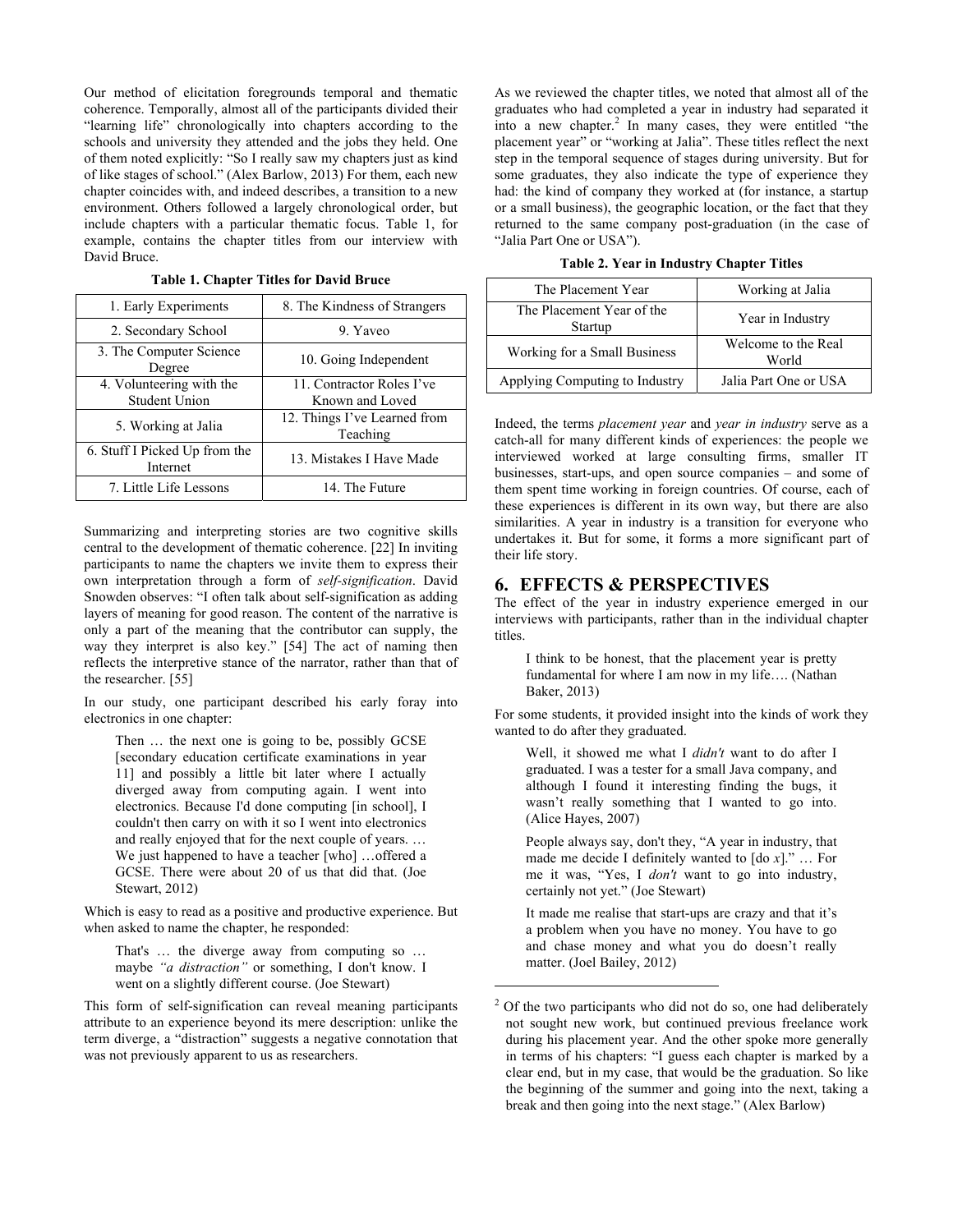Our method of elicitation foregrounds temporal and thematic coherence. Temporally, almost all of the participants divided their "learning life" chronologically into chapters according to the schools and university they attended and the jobs they held. One of them noted explicitly: "So I really saw my chapters just as kind of like stages of school." (Alex Barlow, 2013) For them, each new chapter coincides with, and indeed describes, a transition to a new environment. Others followed a largely chronological order, but include chapters with a particular thematic focus. Table 1, for example, contains the chapter titles from our interview with David Bruce.

**Table 1. Chapter Titles for David Bruce**

| | |
|---|---|
| 1. Early Experiments | 8. The Kindness of Strangers |
| 2. Secondary School | 9. Yaveo |
| 3. The Computer Science Degree | 10. Going Independent |
| 4. Volunteering with the Student Union | 11. Contractor Roles I've Known and Loved |
| 5. Working at Jalia | 12. Things I've Learned from Teaching |
| 6. Stuff I Picked Up from the Internet | 13. Mistakes I Have Made |
| 7. Little Life Lessons | 14. The Future |

Summarizing and interpreting stories are two cognitive skills central to the development of thematic coherence. [22] In inviting participants to name the chapters we invite them to express their own interpretation through a form of *self-signification*. David Snowden observes: "I often talk about self-signification as adding layers of meaning for good reason. The content of the narrative is only a part of the meaning that the contributor can supply, the way they interpret is also key." [54] The act of naming then reflects the interpretive stance of the narrator, rather than that of the researcher. [55]

In our study, one participant described his early foray into electronics in one chapter:

> Then … the next one is going to be, possibly GCSE [secondary education certificate examinations in year 11] and possibly a little bit later where I actually diverged away from computing again. I went into electronics. Because I'd done computing [in school], I couldn't then carry on with it so I went into electronics and really enjoyed that for the next couple of years. … We just happened to have a teacher [who] …offered a GCSE. There were about 20 of us that did that. (Joe Stewart, 2012)

Which is easy to read as a positive and productive experience. But when asked to name the chapter, he responded:

> That's … the diverge away from computing so … maybe *"a distraction"* or something, I don't know. I went on a slightly different course. (Joe Stewart)

This form of self-signification can reveal meaning participants attribute to an experience beyond its mere description: unlike the term diverge, a "distraction" suggests a negative connotation that was not previously apparent to us as researchers.

As we reviewed the chapter titles, we noted that almost all of the graduates who had completed a year in industry had separated it into a new chapter.[2] In many cases, they were entitled "the placement year" or "working at Jalia". These titles reflect the next step in the temporal sequence of stages during university. But for some graduates, they also indicate the type of experience they had: the kind of company they worked at (for instance, a startup or a small business), the geographic location, or the fact that they returned to the same company post-graduation (in the case of "Jalia Part One or USA").

**Table 2. Year in Industry Chapter Titles**

| | |
|---|---|
| The Placement Year | Working at Jalia |
| The Placement Year of the Startup | Year in Industry |
| Working for a Small Business | Welcome to the Real World |
| Applying Computing to Industry | Jalia Part One or USA |

Indeed, the terms *placement year* and *year in industry* serve as a catch-all for many different kinds of experiences: the people we interviewed worked at large consulting firms, smaller IT businesses, start-ups, and open source companies – and some of them spent time working in foreign countries. Of course, each of these experiences is different in its own way, but there are also similarities. A year in industry is a transition for everyone who undertakes it. But for some, it forms a more significant part of their life story.

## 6. EFFECTS & PERSPECTIVES

The effect of the year in industry experience emerged in our interviews with participants, rather than in the individual chapter titles.

> I think to be honest, that the placement year is pretty fundamental for where I am now in my life…. (Nathan Baker, 2013)

For some students, it provided insight into the kinds of work they wanted to do after they graduated.

> Well, it showed me what I *didn't* want to do after I graduated. I was a tester for a small Java company, and although I found it interesting finding the bugs, it wasn't really something that I wanted to go into. (Alice Hayes, 2007)

> People always say, don't they, "A year in industry, that made me decide I definitely wanted to [do *x*]." … For me it was, "Yes, I *don't* want to go into industry, certainly not yet." (Joe Stewart)

> It made me realise that start-ups are crazy and that it's a problem when you have no money. You have to go and chase money and what you do doesn't really matter. (Joel Bailey, 2012)

[2] Of the two participants who did not do so, one had deliberately not sought new work, but continued previous freelance work during his placement year. And the other spoke more generally in terms of his chapters: "I guess each chapter is marked by a clear end, but in my case, that would be the graduation. So like the beginning of the summer and going into the next, taking a break and then going into the next stage." (Alex Barlow)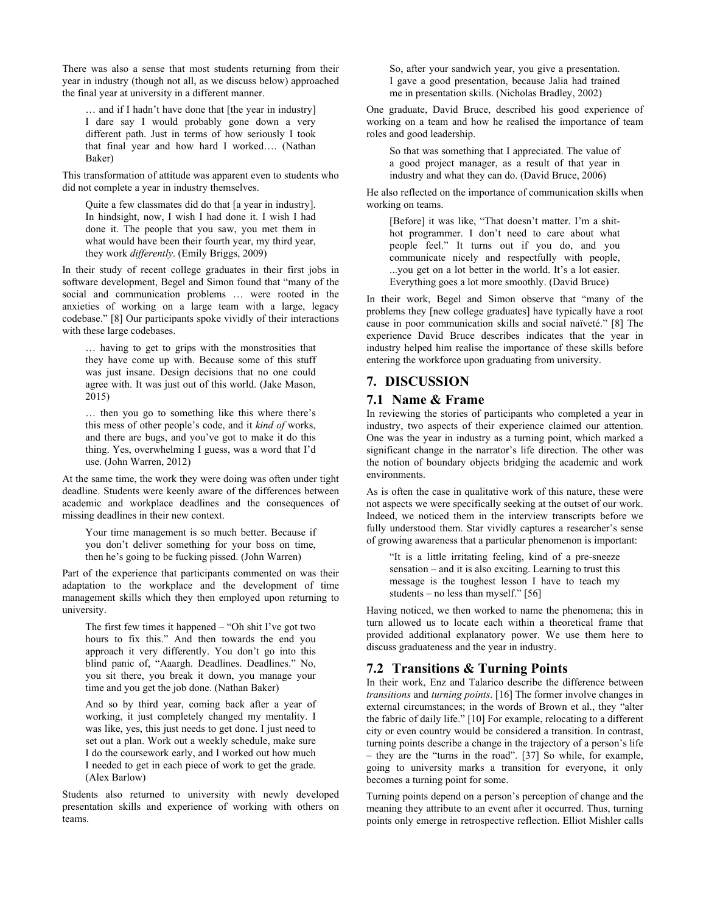There was also a sense that most students returning from their year in industry (though not all, as we discuss below) approached the final year at university in a different manner.

> … and if I hadn't have done that [the year in industry] I dare say I would probably gone down a very different path. Just in terms of how seriously I took that final year and how hard I worked…. (Nathan Baker)

This transformation of attitude was apparent even to students who did not complete a year in industry themselves.

> Quite a few classmates did do that [a year in industry]. In hindsight, now, I wish I had done it. I wish I had done it. The people that you saw, you met them in what would have been their fourth year, my third year, they work *differently*. (Emily Briggs, 2009)

In their study of recent college graduates in their first jobs in software development, Begel and Simon found that "many of the social and communication problems … were rooted in the anxieties of working on a large team with a large, legacy codebase." [8] Our participants spoke vividly of their interactions with these large codebases.

> … having to get to grips with the monstrosities that they have come up with. Because some of this stuff was just insane. Design decisions that no one could agree with. It was just out of this world. (Jake Mason, 2015)

> … then you go to something like this where there's this mess of other people's code, and it *kind of* works, and there are bugs, and you've got to make it do this thing. Yes, overwhelming I guess, was a word that I'd use. (John Warren, 2012)

At the same time, the work they were doing was often under tight deadline. Students were keenly aware of the differences between academic and workplace deadlines and the consequences of missing deadlines in their new context.

> Your time management is so much better. Because if you don't deliver something for your boss on time, then he's going to be fucking pissed. (John Warren)

Part of the experience that participants commented on was their adaptation to the workplace and the development of time management skills which they then employed upon returning to university.

> The first few times it happened – "Oh shit I've got two hours to fix this." And then towards the end you approach it very differently. You don't go into this blind panic of, "Aaargh. Deadlines. Deadlines." No, you sit there, you break it down, you manage your time and you get the job done. (Nathan Baker)

> And so by third year, coming back after a year of working, it just completely changed my mentality. I was like, yes, this just needs to get done. I just need to set out a plan. Work out a weekly schedule, make sure I do the coursework early, and I worked out how much I needed to get in each piece of work to get the grade. (Alex Barlow)

Students also returned to university with newly developed presentation skills and experience of working with others on teams.

> So, after your sandwich year, you give a presentation. I gave a good presentation, because Jalia had trained me in presentation skills. (Nicholas Bradley, 2002)

One graduate, David Bruce, described his good experience of working on a team and how he realised the importance of team roles and good leadership.

> So that was something that I appreciated. The value of a good project manager, as a result of that year in industry and what they can do. (David Bruce, 2006)

He also reflected on the importance of communication skills when working on teams.

> [Before] it was like, "That doesn't matter. I'm a shit-hot programmer. I don't need to care about what people feel." It turns out if you do, and you communicate nicely and respectfully with people, ...you get on a lot better in the world. It's a lot easier. Everything goes a lot more smoothly. (David Bruce)

In their work, Begel and Simon observe that "many of the problems they [new college graduates] have typically have a root cause in poor communication skills and social naïveté." [8] The experience David Bruce describes indicates that the year in industry helped him realise the importance of these skills before entering the workforce upon graduating from university.

## 7. DISCUSSION

### 7.1 Name & Frame

In reviewing the stories of participants who completed a year in industry, two aspects of their experience claimed our attention. One was the year in industry as a turning point, which marked a significant change in the narrator's life direction. The other was the notion of boundary objects bridging the academic and work environments.

As is often the case in qualitative work of this nature, these were not aspects we were specifically seeking at the outset of our work. Indeed, we noticed them in the interview transcripts before we fully understood them. Star vividly captures a researcher's sense of growing awareness that a particular phenomenon is important:

> "It is a little irritating feeling, kind of a pre-sneeze sensation – and it is also exciting. Learning to trust this message is the toughest lesson I have to teach my students – no less than myself." [56]

Having noticed, we then worked to name the phenomena; this in turn allowed us to locate each within a theoretical frame that provided additional explanatory power. We use them here to discuss graduateness and the year in industry.

### 7.2 Transitions & Turning Points

In their work, Enz and Talarico describe the difference between *transitions* and *turning points*. [16] The former involve changes in external circumstances; in the words of Brown et al., they "alter the fabric of daily life." [10] For example, relocating to a different city or even country would be considered a transition. In contrast, turning points describe a change in the trajectory of a person's life – they are the "turns in the road". [37] So while, for example, going to university marks a transition for everyone, it only becomes a turning point for some.

Turning points depend on a person's perception of change and the meaning they attribute to an event after it occurred. Thus, turning points only emerge in retrospective reflection. Elliot Mishler calls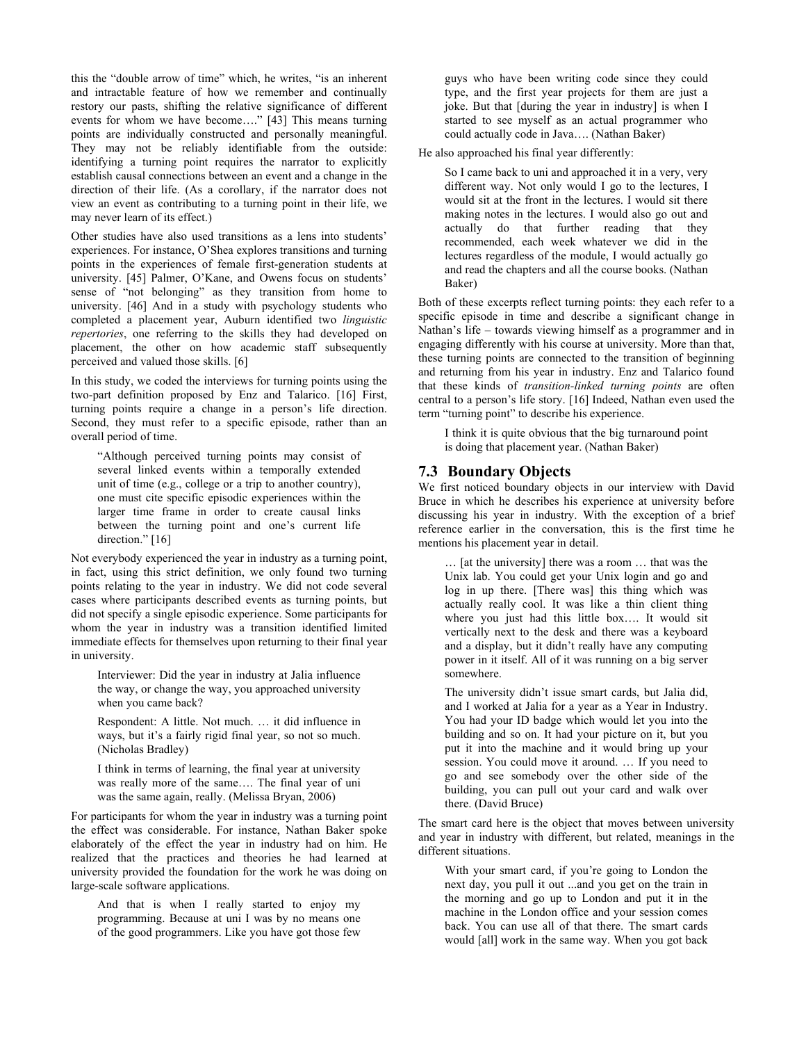this the "double arrow of time" which, he writes, "is an inherent and intractable feature of how we remember and continually restory our pasts, shifting the relative significance of different events for whom we have become…." [43] This means turning points are individually constructed and personally meaningful. They may not be reliably identifiable from the outside: identifying a turning point requires the narrator to explicitly establish causal connections between an event and a change in the direction of their life. (As a corollary, if the narrator does not view an event as contributing to a turning point in their life, we may never learn of its effect.)

Other studies have also used transitions as a lens into students' experiences. For instance, O'Shea explores transitions and turning points in the experiences of female first-generation students at university. [45] Palmer, O'Kane, and Owens focus on students' sense of "not belonging" as they transition from home to university. [46] And in a study with psychology students who completed a placement year, Auburn identified two *linguistic repertories*, one referring to the skills they had developed on placement, the other on how academic staff subsequently perceived and valued those skills. [6]

In this study, we coded the interviews for turning points using the two-part definition proposed by Enz and Talarico. [16] First, turning points require a change in a person's life direction. Second, they must refer to a specific episode, rather than an overall period of time.

> "Although perceived turning points may consist of several linked events within a temporally extended unit of time (e.g., college or a trip to another country), one must cite specific episodic experiences within the larger time frame in order to create causal links between the turning point and one's current life direction." [16]

Not everybody experienced the year in industry as a turning point, in fact, using this strict definition, we only found two turning points relating to the year in industry. We did not code several cases where participants described events as turning points, but did not specify a single episodic experience. Some participants for whom the year in industry was a transition identified limited immediate effects for themselves upon returning to their final year in university.

> Interviewer: Did the year in industry at Jalia influence the way, or change the way, you approached university when you came back?
>
> Respondent: A little. Not much. … it did influence in ways, but it's a fairly rigid final year, so not so much. (Nicholas Bradley)

> I think in terms of learning, the final year at university was really more of the same…. The final year of uni was the same again, really. (Melissa Bryan, 2006)

For participants for whom the year in industry was a turning point the effect was considerable. For instance, Nathan Baker spoke elaborately of the effect the year in industry had on him. He realized that the practices and theories he had learned at university provided the foundation for the work he was doing on large-scale software applications.

> And that is when I really started to enjoy my programming. Because at uni I was by no means one of the good programmers. Like you have got those few guys who have been writing code since they could type, and the first year projects for them are just a joke. But that [during the year in industry] is when I started to see myself as an actual programmer who could actually code in Java…. (Nathan Baker)

He also approached his final year differently:

> So I came back to uni and approached it in a very, very different way. Not only would I go to the lectures, I would sit at the front in the lectures. I would sit there making notes in the lectures. I would also go out and actually do that further reading that they recommended, each week whatever we did in the lectures regardless of the module, I would actually go and read the chapters and all the course books. (Nathan Baker)

Both of these excerpts reflect turning points: they each refer to a specific episode in time and describe a significant change in Nathan's life – towards viewing himself as a programmer and in engaging differently with his course at university. More than that, these turning points are connected to the transition of beginning and returning from his year in industry. Enz and Talarico found that these kinds of *transition-linked turning points* are often central to a person's life story. [16] Indeed, Nathan even used the term "turning point" to describe his experience.

> I think it is quite obvious that the big turnaround point is doing that placement year. (Nathan Baker)

## 7.3 Boundary Objects

We first noticed boundary objects in our interview with David Bruce in which he describes his experience at university before discussing his year in industry. With the exception of a brief reference earlier in the conversation, this is the first time he mentions his placement year in detail.

> … [at the university] there was a room … that was the Unix lab. You could get your Unix login and go and log in up there. [There was] this thing which was actually really cool. It was like a thin client thing where you just had this little box…. It would sit vertically next to the desk and there was a keyboard and a display, but it didn't really have any computing power in it itself. All of it was running on a big server somewhere.
>
> The university didn't issue smart cards, but Jalia did, and I worked at Jalia for a year as a Year in Industry. You had your ID badge which would let you into the building and so on. It had your picture on it, but you put it into the machine and it would bring up your session. You could move it around. … If you need to go and see somebody over the other side of the building, you can pull out your card and walk over there. (David Bruce)

The smart card here is the object that moves between university and year in industry with different, but related, meanings in the different situations.

> With your smart card, if you're going to London the next day, you pull it out ...and you get on the train in the morning and go up to London and put it in the machine in the London office and your session comes back. You can use all of that there. The smart cards would [all] work in the same way. When you got back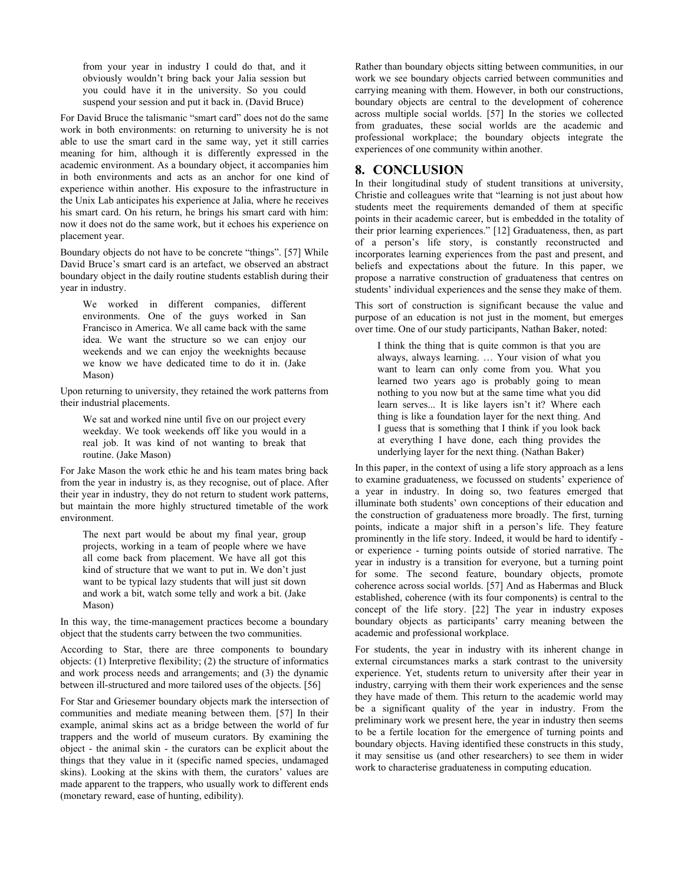> from your year in industry I could do that, and it obviously wouldn't bring back your Jalia session but you could have it in the university. So you could suspend your session and put it back in. (David Bruce)

For David Bruce the talismanic "smart card" does not do the same work in both environments: on returning to university he is not able to use the smart card in the same way, yet it still carries meaning for him, although it is differently expressed in the academic environment. As a boundary object, it accompanies him in both environments and acts as an anchor for one kind of experience within another. His exposure to the infrastructure in the Unix Lab anticipates his experience at Jalia, where he receives his smart card. On his return, he brings his smart card with him: now it does not do the same work, but it echoes his experience on placement year.

Boundary objects do not have to be concrete "things". [57] While David Bruce's smart card is an artefact, we observed an abstract boundary object in the daily routine students establish during their year in industry.

> We worked in different companies, different environments. One of the guys worked in San Francisco in America. We all came back with the same idea. We want the structure so we can enjoy our weekends and we can enjoy the weeknights because we know we have dedicated time to do it in. (Jake Mason)

Upon returning to university, they retained the work patterns from their industrial placements.

> We sat and worked nine until five on our project every weekday. We took weekends off like you would in a real job. It was kind of not wanting to break that routine. (Jake Mason)

For Jake Mason the work ethic he and his team mates bring back from the year in industry is, as they recognise, out of place. After their year in industry, they do not return to student work patterns, but maintain the more highly structured timetable of the work environment.

> The next part would be about my final year, group projects, working in a team of people where we have all come back from placement. We have all got this kind of structure that we want to put in. We don't just want to be typical lazy students that will just sit down and work a bit, watch some telly and work a bit. (Jake Mason)

In this way, the time-management practices become a boundary object that the students carry between the two communities.

According to Star, there are three components to boundary objects: (1) Interpretive flexibility; (2) the structure of informatics and work process needs and arrangements; and (3) the dynamic between ill-structured and more tailored uses of the objects. [56]

For Star and Griesemer boundary objects mark the intersection of communities and mediate meaning between them. [57] In their example, animal skins act as a bridge between the world of fur trappers and the world of museum curators. By examining the object - the animal skin - the curators can be explicit about the things that they value in it (specific named species, undamaged skins). Looking at the skins with them, the curators' values are made apparent to the trappers, who usually work to different ends (monetary reward, ease of hunting, edibility).

Rather than boundary objects sitting between communities, in our work we see boundary objects carried between communities and carrying meaning with them. However, in both our constructions, boundary objects are central to the development of coherence across multiple social worlds. [57] In the stories we collected from graduates, these social worlds are the academic and professional workplace; the boundary objects integrate the experiences of one community within another.

## 8. CONCLUSION

In their longitudinal study of student transitions at university, Christie and colleagues write that "learning is not just about how students meet the requirements demanded of them at specific points in their academic career, but is embedded in the totality of their prior learning experiences." [12] Graduateness, then, as part of a person's life story, is constantly reconstructed and incorporates learning experiences from the past and present, and beliefs and expectations about the future. In this paper, we propose a narrative construction of graduateness that centres on students' individual experiences and the sense they make of them.

This sort of construction is significant because the value and purpose of an education is not just in the moment, but emerges over time. One of our study participants, Nathan Baker, noted:

> I think the thing that is quite common is that you are always, always learning. … Your vision of what you want to learn can only come from you. What you learned two years ago is probably going to mean nothing to you now but at the same time what you did learn serves... It is like layers isn't it? Where each thing is like a foundation layer for the next thing. And I guess that is something that I think if you look back at everything I have done, each thing provides the underlying layer for the next thing. (Nathan Baker)

In this paper, in the context of using a life story approach as a lens to examine graduateness, we focussed on students' experience of a year in industry. In doing so, two features emerged that illuminate both students' own conceptions of their education and the construction of graduateness more broadly. The first, turning points, indicate a major shift in a person's life. They feature prominently in the life story. Indeed, it would be hard to identify - or experience - turning points outside of storied narrative. The year in industry is a transition for everyone, but a turning point for some. The second feature, boundary objects, promote coherence across social worlds. [57] And as Habermas and Bluck established, coherence (with its four components) is central to the concept of the life story. [22] The year in industry exposes boundary objects as participants' carry meaning between the academic and professional workplace.

For students, the year in industry with its inherent change in external circumstances marks a stark contrast to the university experience. Yet, students return to university after their year in industry, carrying with them their work experiences and the sense they have made of them. This return to the academic world may be a significant quality of the year in industry. From the preliminary work we present here, the year in industry then seems to be a fertile location for the emergence of turning points and boundary objects. Having identified these constructs in this study, it may sensitise us (and other researchers) to see them in wider work to characterise graduateness in computing education.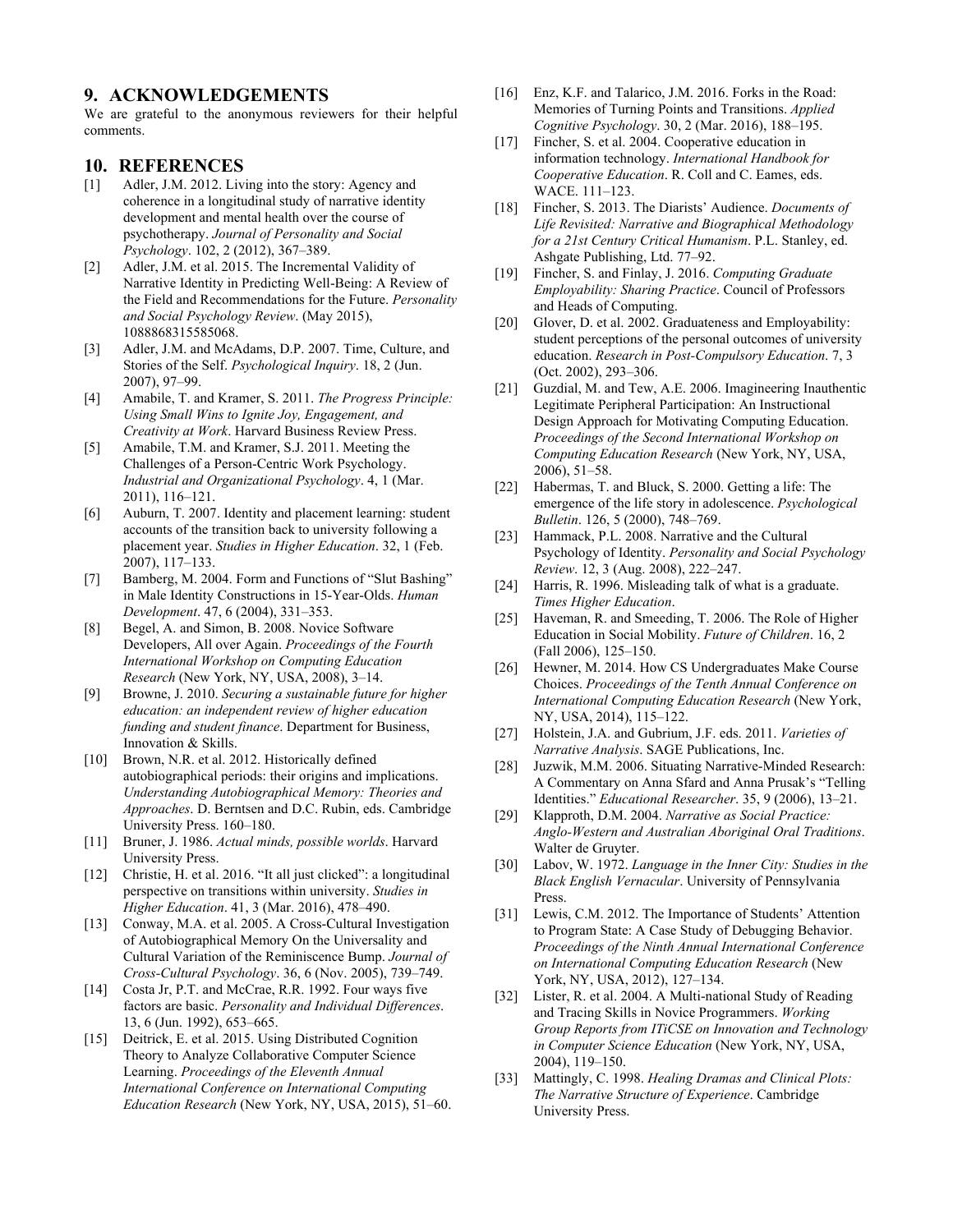## 9. ACKNOWLEDGEMENTS

We are grateful to the anonymous reviewers for their helpful comments.

## 10. REFERENCES

[1] Adler, J.M. 2012. Living into the story: Agency and coherence in a longitudinal study of narrative identity development and mental health over the course of psychotherapy. *Journal of Personality and Social Psychology*. 102, 2 (2012), 367–389.

[2] Adler, J.M. et al. 2015. The Incremental Validity of Narrative Identity in Predicting Well-Being: A Review of the Field and Recommendations for the Future. *Personality and Social Psychology Review*. (May 2015), 1088868315585068.

[3] Adler, J.M. and McAdams, D.P. 2007. Time, Culture, and Stories of the Self. *Psychological Inquiry*. 18, 2 (Jun. 2007), 97–99.

[4] Amabile, T. and Kramer, S. 2011. *The Progress Principle: Using Small Wins to Ignite Joy, Engagement, and Creativity at Work*. Harvard Business Review Press.

[5] Amabile, T.M. and Kramer, S.J. 2011. Meeting the Challenges of a Person-Centric Work Psychology. *Industrial and Organizational Psychology*. 4, 1 (Mar. 2011), 116–121.

[6] Auburn, T. 2007. Identity and placement learning: student accounts of the transition back to university following a placement year. *Studies in Higher Education*. 32, 1 (Feb. 2007), 117–133.

[7] Bamberg, M. 2004. Form and Functions of "Slut Bashing" in Male Identity Constructions in 15-Year-Olds. *Human Development*. 47, 6 (2004), 331–353.

[8] Begel, A. and Simon, B. 2008. Novice Software Developers, All over Again. *Proceedings of the Fourth International Workshop on Computing Education Research* (New York, NY, USA, 2008), 3–14.

[9] Browne, J. 2010. *Securing a sustainable future for higher education: an independent review of higher education funding and student finance*. Department for Business, Innovation & Skills.

[10] Brown, N.R. et al. 2012. Historically defined autobiographical periods: their origins and implications. *Understanding Autobiographical Memory: Theories and Approaches*. D. Berntsen and D.C. Rubin, eds. Cambridge University Press. 160–180.

[11] Bruner, J. 1986. *Actual minds, possible worlds*. Harvard University Press.

[12] Christie, H. et al. 2016. "It all just clicked": a longitudinal perspective on transitions within university. *Studies in Higher Education*. 41, 3 (Mar. 2016), 478–490.

[13] Conway, M.A. et al. 2005. A Cross-Cultural Investigation of Autobiographical Memory On the Universality and Cultural Variation of the Reminiscence Bump. *Journal of Cross-Cultural Psychology*. 36, 6 (Nov. 2005), 739–749.

[14] Costa Jr, P.T. and McCrae, R.R. 1992. Four ways five factors are basic. *Personality and Individual Differences*. 13, 6 (Jun. 1992), 653–665.

[15] Deitrick, E. et al. 2015. Using Distributed Cognition Theory to Analyze Collaborative Computer Science Learning. *Proceedings of the Eleventh Annual International Conference on International Computing Education Research* (New York, NY, USA, 2015), 51–60.

[16] Enz, K.F. and Talarico, J.M. 2016. Forks in the Road: Memories of Turning Points and Transitions. *Applied Cognitive Psychology*. 30, 2 (Mar. 2016), 188–195.

[17] Fincher, S. et al. 2004. Cooperative education in information technology. *International Handbook for Cooperative Education*. R. Coll and C. Eames, eds. WACE. 111–123.

[18] Fincher, S. 2013. The Diarists' Audience. *Documents of Life Revisited: Narrative and Biographical Methodology for a 21st Century Critical Humanism*. P.L. Stanley, ed. Ashgate Publishing, Ltd. 77–92.

[19] Fincher, S. and Finlay, J. 2016. *Computing Graduate Employability: Sharing Practice*. Council of Professors and Heads of Computing.

[20] Glover, D. et al. 2002. Graduateness and Employability: student perceptions of the personal outcomes of university education. *Research in Post-Compulsory Education*. 7, 3 (Oct. 2002), 293–306.

[21] Guzdial, M. and Tew, A.E. 2006. Imagineering Inauthentic Legitimate Peripheral Participation: An Instructional Design Approach for Motivating Computing Education. *Proceedings of the Second International Workshop on Computing Education Research* (New York, NY, USA, 2006), 51–58.

[22] Habermas, T. and Bluck, S. 2000. Getting a life: The emergence of the life story in adolescence. *Psychological Bulletin*. 126, 5 (2000), 748–769.

[23] Hammack, P.L. 2008. Narrative and the Cultural Psychology of Identity. *Personality and Social Psychology Review*. 12, 3 (Aug. 2008), 222–247.

[24] Harris, R. 1996. Misleading talk of what is a graduate. *Times Higher Education*.

[25] Haveman, R. and Smeeding, T. 2006. The Role of Higher Education in Social Mobility. *Future of Children*. 16, 2 (Fall 2006), 125–150.

[26] Hewner, M. 2014. How CS Undergraduates Make Course Choices. *Proceedings of the Tenth Annual Conference on International Computing Education Research* (New York, NY, USA, 2014), 115–122.

[27] Holstein, J.A. and Gubrium, J.F. eds. 2011. *Varieties of Narrative Analysis*. SAGE Publications, Inc.

[28] Juzwik, M.M. 2006. Situating Narrative-Minded Research: A Commentary on Anna Sfard and Anna Prusak's "Telling Identities." *Educational Researcher*. 35, 9 (2006), 13–21.

[29] Klapproth, D.M. 2004. *Narrative as Social Practice: Anglo-Western and Australian Aboriginal Oral Traditions*. Walter de Gruyter.

[30] Labov, W. 1972. *Language in the Inner City: Studies in the Black English Vernacular*. University of Pennsylvania Press.

[31] Lewis, C.M. 2012. The Importance of Students' Attention to Program State: A Case Study of Debugging Behavior. *Proceedings of the Ninth Annual International Conference on International Computing Education Research* (New York, NY, USA, 2012), 127–134.

[32] Lister, R. et al. 2004. A Multi-national Study of Reading and Tracing Skills in Novice Programmers. *Working Group Reports from ITiCSE on Innovation and Technology in Computer Science Education* (New York, NY, USA, 2004), 119–150.

[33] Mattingly, C. 1998. *Healing Dramas and Clinical Plots: The Narrative Structure of Experience*. Cambridge University Press.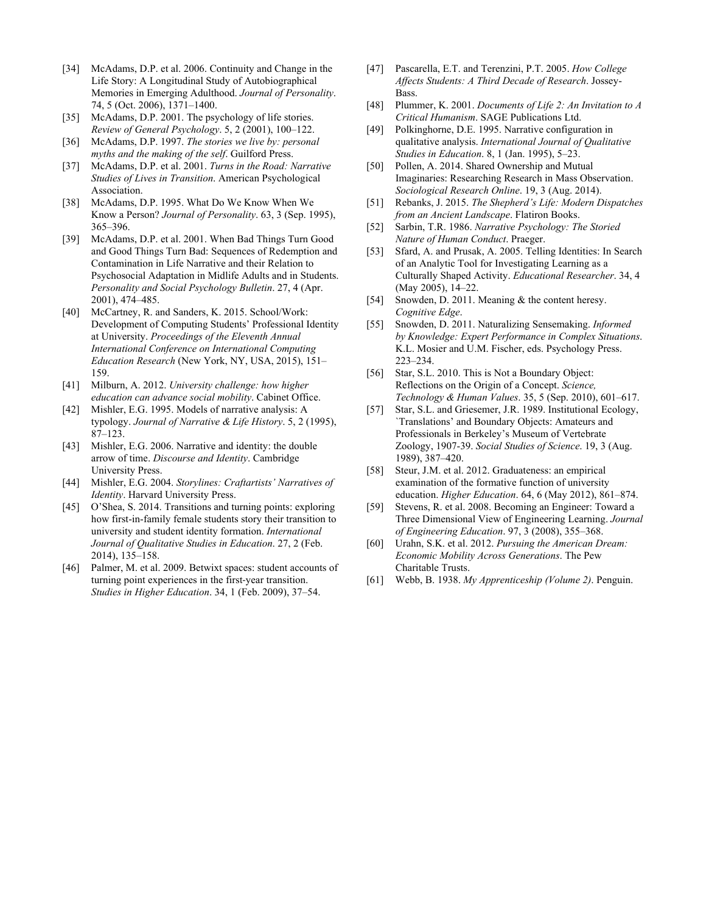[34] McAdams, D.P. et al. 2006. Continuity and Change in the Life Story: A Longitudinal Study of Autobiographical Memories in Emerging Adulthood. *Journal of Personality*. 74, 5 (Oct. 2006), 1371–1400.

[35] McAdams, D.P. 2001. The psychology of life stories. *Review of General Psychology*. 5, 2 (2001), 100–122.

[36] McAdams, D.P. 1997. *The stories we live by: personal myths and the making of the self*. Guilford Press.

[37] McAdams, D.P. et al. 2001. *Turns in the Road: Narrative Studies of Lives in Transition*. American Psychological Association.

[38] McAdams, D.P. 1995. What Do We Know When We Know a Person? *Journal of Personality*. 63, 3 (Sep. 1995), 365–396.

[39] McAdams, D.P. et al. 2001. When Bad Things Turn Good and Good Things Turn Bad: Sequences of Redemption and Contamination in Life Narrative and their Relation to Psychosocial Adaptation in Midlife Adults and in Students. *Personality and Social Psychology Bulletin*. 27, 4 (Apr. 2001), 474–485.

[40] McCartney, R. and Sanders, K. 2015. School/Work: Development of Computing Students' Professional Identity at University. *Proceedings of the Eleventh Annual International Conference on International Computing Education Research* (New York, NY, USA, 2015), 151–159.

[41] Milburn, A. 2012. *University challenge: how higher education can advance social mobility*. Cabinet Office.

[42] Mishler, E.G. 1995. Models of narrative analysis: A typology. *Journal of Narrative & Life History*. 5, 2 (1995), 87–123.

[43] Mishler, E.G. 2006. Narrative and identity: the double arrow of time. *Discourse and Identity*. Cambridge University Press.

[44] Mishler, E.G. 2004. *Storylines: Craftartists' Narratives of Identity*. Harvard University Press.

[45] O'Shea, S. 2014. Transitions and turning points: exploring how first-in-family female students story their transition to university and student identity formation. *International Journal of Qualitative Studies in Education*. 27, 2 (Feb. 2014), 135–158.

[46] Palmer, M. et al. 2009. Betwixt spaces: student accounts of turning point experiences in the first-year transition. *Studies in Higher Education*. 34, 1 (Feb. 2009), 37–54.

[47] Pascarella, E.T. and Terenzini, P.T. 2005. *How College Affects Students: A Third Decade of Research*. Jossey-Bass.

[48] Plummer, K. 2001. *Documents of Life 2: An Invitation to A Critical Humanism*. SAGE Publications Ltd.

[49] Polkinghorne, D.E. 1995. Narrative configuration in qualitative analysis. *International Journal of Qualitative Studies in Education*. 8, 1 (Jan. 1995), 5–23.

[50] Pollen, A. 2014. Shared Ownership and Mutual Imaginaries: Researching Research in Mass Observation. *Sociological Research Online*. 19, 3 (Aug. 2014).

[51] Rebanks, J. 2015. *The Shepherd's Life: Modern Dispatches from an Ancient Landscape*. Flatiron Books.

[52] Sarbin, T.R. 1986. *Narrative Psychology: The Storied Nature of Human Conduct*. Praeger.

[53] Sfard, A. and Prusak, A. 2005. Telling Identities: In Search of an Analytic Tool for Investigating Learning as a Culturally Shaped Activity. *Educational Researcher*. 34, 4 (May 2005), 14–22.

[54] Snowden, D. 2011. Meaning & the content heresy. *Cognitive Edge*.

[55] Snowden, D. 2011. Naturalizing Sensemaking. *Informed by Knowledge: Expert Performance in Complex Situations*. K.L. Mosier and U.M. Fischer, eds. Psychology Press. 223–234.

[56] Star, S.L. 2010. This is Not a Boundary Object: Reflections on the Origin of a Concept. *Science, Technology & Human Values*. 35, 5 (Sep. 2010), 601–617.

[57] Star, S.L. and Griesemer, J.R. 1989. Institutional Ecology, `Translations' and Boundary Objects: Amateurs and Professionals in Berkeley's Museum of Vertebrate Zoology, 1907-39. *Social Studies of Science*. 19, 3 (Aug. 1989), 387–420.

[58] Steur, J.M. et al. 2012. Graduateness: an empirical examination of the formative function of university education. *Higher Education*. 64, 6 (May 2012), 861–874.

[59] Stevens, R. et al. 2008. Becoming an Engineer: Toward a Three Dimensional View of Engineering Learning. *Journal of Engineering Education*. 97, 3 (2008), 355–368.

[60] Urahn, S.K. et al. 2012. *Pursuing the American Dream: Economic Mobility Across Generations*. The Pew Charitable Trusts.

[61] Webb, B. 1938. *My Apprenticeship (Volume 2)*. Penguin.